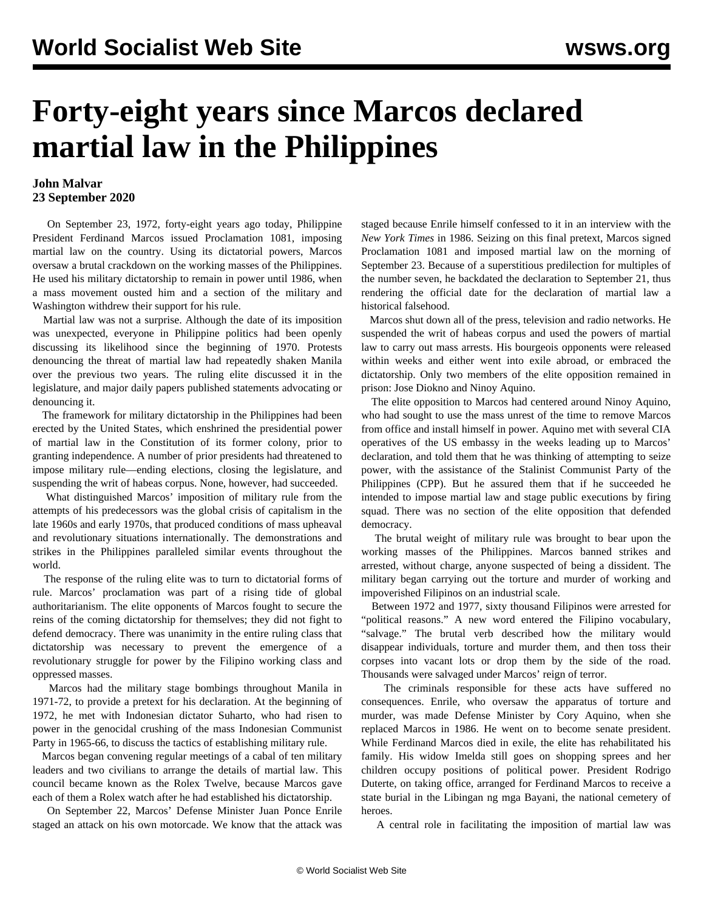# Forty-eight years since Marcos declared martial law in the Philippines

**John Malvar**
**23 September 2020**

On September 23, 1972, forty-eight years ago today, Philippine President Ferdinand Marcos issued Proclamation 1081, imposing martial law on the country. Using its dictatorial powers, Marcos oversaw a brutal crackdown on the working masses of the Philippines. He used his military dictatorship to remain in power until 1986, when a mass movement ousted him and a section of the military and Washington withdrew their support for his rule.

Martial law was not a surprise. Although the date of its imposition was unexpected, everyone in Philippine politics had been openly discussing its likelihood since the beginning of 1970. Protests denouncing the threat of martial law had repeatedly shaken Manila over the previous two years. The ruling elite discussed it in the legislature, and major daily papers published statements advocating or denouncing it.

The framework for military dictatorship in the Philippines had been erected by the United States, which enshrined the presidential power of martial law in the Constitution of its former colony, prior to granting independence. A number of prior presidents had threatened to impose military rule—ending elections, closing the legislature, and suspending the writ of habeas corpus. None, however, had succeeded.

What distinguished Marcos' imposition of military rule from the attempts of his predecessors was the global crisis of capitalism in the late 1960s and early 1970s, that produced conditions of mass upheaval and revolutionary situations internationally. The demonstrations and strikes in the Philippines paralleled similar events throughout the world.

The response of the ruling elite was to turn to dictatorial forms of rule. Marcos' proclamation was part of a rising tide of global authoritarianism. The elite opponents of Marcos fought to secure the reins of the coming dictatorship for themselves; they did not fight to defend democracy. There was unanimity in the entire ruling class that dictatorship was necessary to prevent the emergence of a revolutionary struggle for power by the Filipino working class and oppressed masses.

Marcos had the military stage bombings throughout Manila in 1971-72, to provide a pretext for his declaration. At the beginning of 1972, he met with Indonesian dictator Suharto, who had risen to power in the genocidal crushing of the mass Indonesian Communist Party in 1965-66, to discuss the tactics of establishing military rule.

Marcos began convening regular meetings of a cabal of ten military leaders and two civilians to arrange the details of martial law. This council became known as the Rolex Twelve, because Marcos gave each of them a Rolex watch after he had established his dictatorship.

On September 22, Marcos' Defense Minister Juan Ponce Enrile staged an attack on his own motorcade. We know that the attack was staged because Enrile himself confessed to it in an interview with the *New York Times* in 1986. Seizing on this final pretext, Marcos signed Proclamation 1081 and imposed martial law on the morning of September 23. Because of a superstitious predilection for multiples of the number seven, he backdated the declaration to September 21, thus rendering the official date for the declaration of martial law a historical falsehood.

Marcos shut down all of the press, television and radio networks. He suspended the writ of habeas corpus and used the powers of martial law to carry out mass arrests. His bourgeois opponents were released within weeks and either went into exile abroad, or embraced the dictatorship. Only two members of the elite opposition remained in prison: Jose Diokno and Ninoy Aquino.

The elite opposition to Marcos had centered around Ninoy Aquino, who had sought to use the mass unrest of the time to remove Marcos from office and install himself in power. Aquino met with several CIA operatives of the US embassy in the weeks leading up to Marcos' declaration, and told them that he was thinking of attempting to seize power, with the assistance of the Stalinist Communist Party of the Philippines (CPP). But he assured them that if he succeeded he intended to impose martial law and stage public executions by firing squad. There was no section of the elite opposition that defended democracy.

The brutal weight of military rule was brought to bear upon the working masses of the Philippines. Marcos banned strikes and arrested, without charge, anyone suspected of being a dissident. The military began carrying out the torture and murder of working and impoverished Filipinos on an industrial scale.

Between 1972 and 1977, sixty thousand Filipinos were arrested for "political reasons." A new word entered the Filipino vocabulary, "salvage." The brutal verb described how the military would disappear individuals, torture and murder them, and then toss their corpses into vacant lots or drop them by the side of the road. Thousands were salvaged under Marcos' reign of terror.

The criminals responsible for these acts have suffered no consequences. Enrile, who oversaw the apparatus of torture and murder, was made Defense Minister by Cory Aquino, when she replaced Marcos in 1986. He went on to become senate president. While Ferdinand Marcos died in exile, the elite has rehabilitated his family. His widow Imelda still goes on shopping sprees and her children occupy positions of political power. President Rodrigo Duterte, on taking office, arranged for Ferdinand Marcos to receive a state burial in the Libingan ng mga Bayani, the national cemetery of heroes.

A central role in facilitating the imposition of martial law was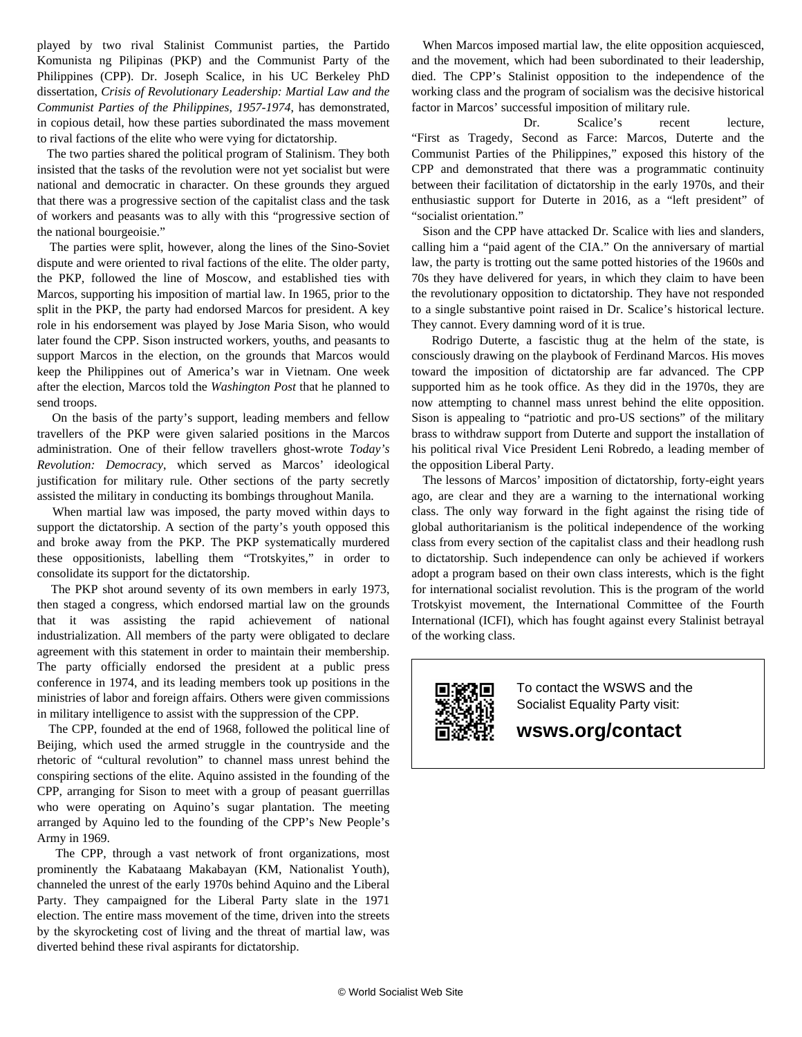played by two rival Stalinist Communist parties, the Partido Komunista ng Pilipinas (PKP) and the Communist Party of the Philippines (CPP). Dr. Joseph Scalice, in his UC Berkeley PhD dissertation, *Crisis of Revolutionary Leadership: Martial Law and the Communist Parties of the Philippines, 1957-1974*, has demonstrated, in copious detail, how these parties subordinated the mass movement to rival factions of the elite who were vying for dictatorship.

The two parties shared the political program of Stalinism. They both insisted that the tasks of the revolution were not yet socialist but were national and democratic in character. On these grounds they argued that there was a progressive section of the capitalist class and the task of workers and peasants was to ally with this "progressive section of the national bourgeoisie."

The parties were split, however, along the lines of the Sino-Soviet dispute and were oriented to rival factions of the elite. The older party, the PKP, followed the line of Moscow, and established ties with Marcos, supporting his imposition of martial law. In 1965, prior to the split in the PKP, the party had endorsed Marcos for president. A key role in his endorsement was played by Jose Maria Sison, who would later found the CPP. Sison instructed workers, youths, and peasants to support Marcos in the election, on the grounds that Marcos would keep the Philippines out of America's war in Vietnam. One week after the election, Marcos told the *Washington Post* that he planned to send troops.

On the basis of the party's support, leading members and fellow travellers of the PKP were given salaried positions in the Marcos administration. One of their fellow travellers ghost-wrote *Today's Revolution: Democracy*, which served as Marcos' ideological justification for military rule. Other sections of the party secretly assisted the military in conducting its bombings throughout Manila.

When martial law was imposed, the party moved within days to support the dictatorship. A section of the party's youth opposed this and broke away from the PKP. The PKP systematically murdered these oppositionists, labelling them "Trotskyites," in order to consolidate its support for the dictatorship.

The PKP shot around seventy of its own members in early 1973, then staged a congress, which endorsed martial law on the grounds that it was assisting the rapid achievement of national industrialization. All members of the party were obligated to declare agreement with this statement in order to maintain their membership. The party officially endorsed the president at a public press conference in 1974, and its leading members took up positions in the ministries of labor and foreign affairs. Others were given commissions in military intelligence to assist with the suppression of the CPP.

The CPP, founded at the end of 1968, followed the political line of Beijing, which used the armed struggle in the countryside and the rhetoric of "cultural revolution" to channel mass unrest behind the conspiring sections of the elite. Aquino assisted in the founding of the CPP, arranging for Sison to meet with a group of peasant guerrillas who were operating on Aquino's sugar plantation. The meeting arranged by Aquino led to the founding of the CPP's New People's Army in 1969.

The CPP, through a vast network of front organizations, most prominently the Kabataang Makabayan (KM, Nationalist Youth), channeled the unrest of the early 1970s behind Aquino and the Liberal Party. They campaigned for the Liberal Party slate in the 1971 election. The entire mass movement of the time, driven into the streets by the skyrocketing cost of living and the threat of martial law, was diverted behind these rival aspirants for dictatorship.

When Marcos imposed martial law, the elite opposition acquiesced, and the movement, which had been subordinated to their leadership, died. The CPP's Stalinist opposition to the independence of the working class and the program of socialism was the decisive historical factor in Marcos' successful imposition of military rule.

Dr. Scalice's recent lecture, "First as Tragedy, Second as Farce: Marcos, Duterte and the Communist Parties of the Philippines," exposed this history of the CPP and demonstrated that there was a programmatic continuity between their facilitation of dictatorship in the early 1970s, and their enthusiastic support for Duterte in 2016, as a "left president" of "socialist orientation."

Sison and the CPP have attacked Dr. Scalice with lies and slanders, calling him a "paid agent of the CIA." On the anniversary of martial law, the party is trotting out the same potted histories of the 1960s and 70s they have delivered for years, in which they claim to have been the revolutionary opposition to dictatorship. They have not responded to a single substantive point raised in Dr. Scalice's historical lecture. They cannot. Every damning word of it is true.

Rodrigo Duterte, a fascistic thug at the helm of the state, is consciously drawing on the playbook of Ferdinand Marcos. His moves toward the imposition of dictatorship are far advanced. The CPP supported him as he took office. As they did in the 1970s, they are now attempting to channel mass unrest behind the elite opposition. Sison is appealing to "patriotic and pro-US sections" of the military brass to withdraw support from Duterte and support the installation of his political rival Vice President Leni Robredo, a leading member of the opposition Liberal Party.

The lessons of Marcos' imposition of dictatorship, forty-eight years ago, are clear and they are a warning to the international working class. The only way forward in the fight against the rising tide of global authoritarianism is the political independence of the working class from every section of the capitalist class and their headlong rush to dictatorship. Such independence can only be achieved if workers adopt a program based on their own class interests, which is the fight for international socialist revolution. This is the program of the world Trotskyist movement, the International Committee of the Fourth International (ICFI), which has fought against every Stalinist betrayal of the working class.

To contact the WSWS and the Socialist Equality Party visit:

**wsws.org/contact**